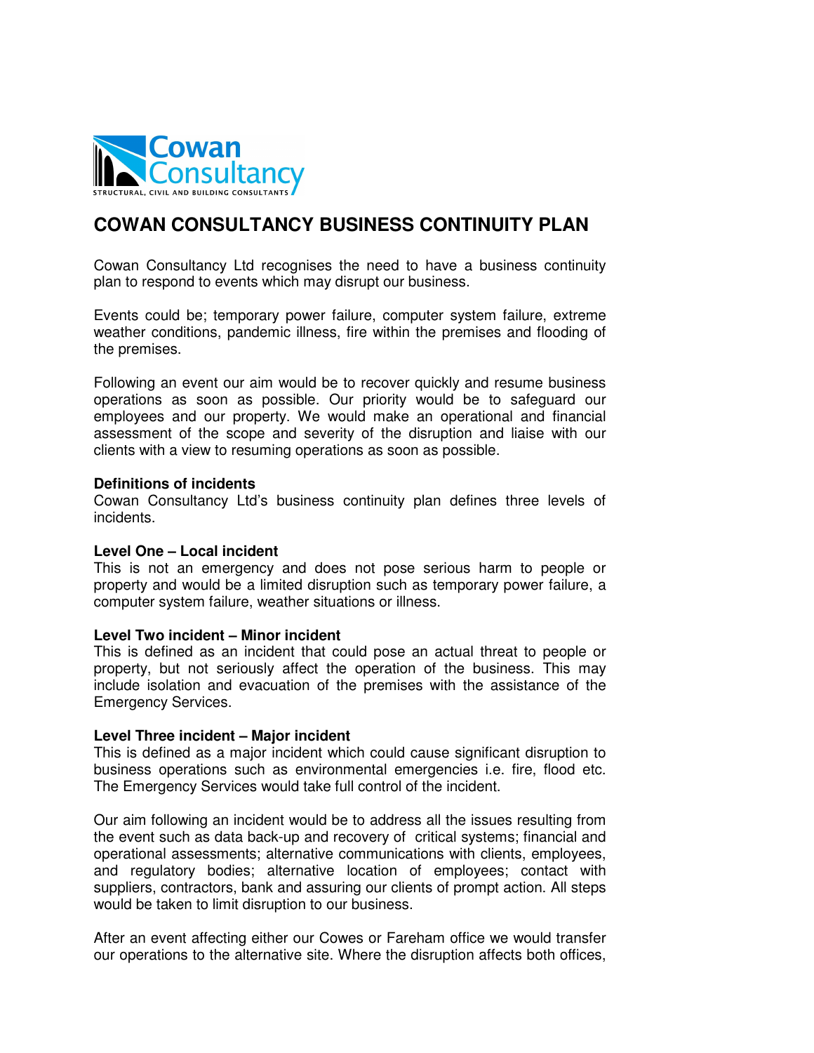# COWAN CONSULTANCY BUSINESS CONTINUITY PLAN

Cowan Consultancy Ltd recognises the need to have a business continuity plan to respond to events which may disrupt our business.

Events could be; temporary power failure, computer system failure, extreme weather conditions, pandemic illness, fire within the premises and flooding of the premises.

Following an event our aim would be to recover quickly and resume business operations as soon as possible. Our priority would be to safeguard our employees and our property. We would make an operational and financial assessment of the scope and severity of the disruption and liaise with our clients with a view to resuming operations as soon as possible.

**Definitions of incidents**

Cowan Consultancy Ltd's business continuity plan defines three levels of incidents.

**Level One – Local incident**

This is not an emergency and does not pose serious harm to people or property and would be a limited disruption such as temporary power failure, a computer system failure, weather situations or illness.

**Level Two incident – Minor incident**

This is defined as an incident that could pose an actual threat to people or property, but not seriously affect the operation of the business. This may include isolation and evacuation of the premises with the assistance of the Emergency Services.

**Level Three incident – Major incident**

This is defined as a major incident which could cause significant disruption to business operations such as environmental emergencies i.e. fire, flood etc. The Emergency Services would take full control of the incident.

Our aim following an incident would be to address all the issues resulting from the event such as data back-up and recovery of critical systems; financial and operational assessments; alternative communications with clients, employees, and regulatory bodies; alternative location of employees; contact with suppliers, contractors, bank and assuring our clients of prompt action. All steps would be taken to limit disruption to our business.

After an event affecting either our Cowes or Fareham office we would transfer our operations to the alternative site. Where the disruption affects both offices,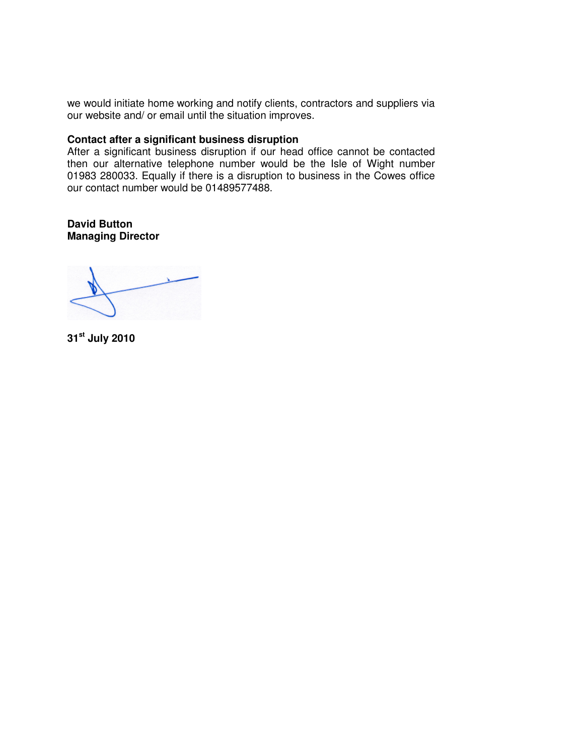we would initiate home working and notify clients, contractors and suppliers via our website and/ or email until the situation improves.

**Contact after a significant business disruption**

After a significant business disruption if our head office cannot be contacted then our alternative telephone number would be the Isle of Wight number 01983 280033. Equally if there is a disruption to business in the Cowes office our contact number would be 01489577488.

**David Button**
**Managing Director**

**31st July 2010**